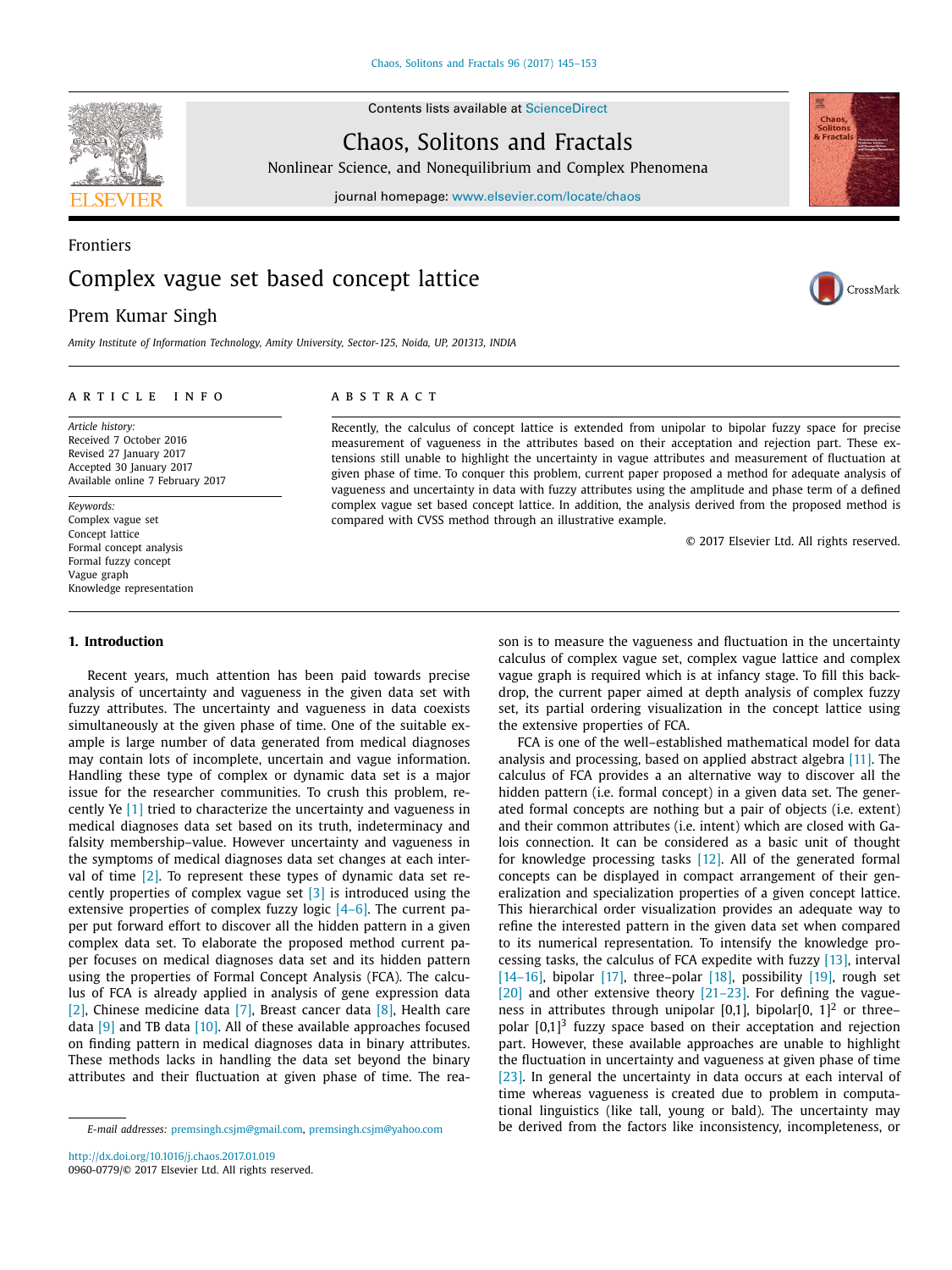Frontiers

# Complex vague set based concept lattice

Prem Kumar Singh

*Amity Institute of Information Technology, Amity University, Sector-125, Noida, UP, 201313, INDIA*

**ARTICLE INFO**

*Article history:*
Received 7 October 2016
Revised 27 January 2017
Accepted 30 January 2017
Available online 7 February 2017

*Keywords:*
Complex vague set
Concept lattice
Formal concept analysis
Formal fuzzy concept
Vague graph
Knowledge representation

**ABSTRACT**

Recently, the calculus of concept lattice is extended from unipolar to bipolar fuzzy space for precise measurement of vagueness in the attributes based on their acceptation and rejection part. These extensions still unable to highlight the uncertainty in vague attributes and measurement of fluctuation at given phase of time. To conquer this problem, current paper proposed a method for adequate analysis of vagueness and uncertainty in data with fuzzy attributes using the amplitude and phase term of a defined complex vague set based concept lattice. In addition, the analysis derived from the proposed method is compared with CVSS method through an illustrative example.

© 2017 Elsevier Ltd. All rights reserved.

## 1. Introduction

Recent years, much attention has been paid towards precise analysis of uncertainty and vagueness in the given data set with fuzzy attributes. The uncertainty and vagueness in data coexists simultaneously at the given phase of time. One of the suitable example is large number of data generated from medical diagnoses may contain lots of incomplete, uncertain and vague information. Handling these type of complex or dynamic data set is a major issue for the researcher communities. To crush this problem, recently Ye [1] tried to characterize the uncertainty and vagueness in medical diagnoses data set based on its truth, indeterminacy and falsity membership–value. However uncertainty and vagueness in the symptoms of medical diagnoses data set changes at each interval of time [2]. To represent these types of dynamic data set recently properties of complex vague set [3] is introduced using the extensive properties of complex fuzzy logic [4–6]. The current paper put forward effort to discover all the hidden pattern in a given complex data set. To elaborate the proposed method current paper focuses on medical diagnoses data set and its hidden pattern using the properties of Formal Concept Analysis (FCA). The calculus of FCA is already applied in analysis of gene expression data [2], Chinese medicine data [7], Breast cancer data [8], Health care data [9] and TB data [10]. All of these available approaches focused on finding pattern in medical diagnoses data in binary attributes. These methods lacks in handling the data set beyond the binary attributes and their fluctuation at given phase of time. The reason is to measure the vagueness and fluctuation in the uncertainty calculus of complex vague set, complex vague lattice and complex vague graph is required which is at infancy stage. To fill this backdrop, the current paper aimed at depth analysis of complex fuzzy set, its partial ordering visualization in the concept lattice using the extensive properties of FCA.

FCA is one of the well–established mathematical model for data analysis and processing, based on applied abstract algebra [11]. The calculus of FCA provides a an alternative way to discover all the hidden pattern (i.e. formal concept) in a given data set. The generated formal concepts are nothing but a pair of objects (i.e. extent) and their common attributes (i.e. intent) which are closed with Galois connection. It can be considered as a basic unit of thought for knowledge processing tasks [12]. All of the generated formal concepts can be displayed in compact arrangement of their generalization and specialization properties of a given concept lattice. This hierarchical order visualization provides an adequate way to refine the interested pattern in the given data set when compared to its numerical representation. To intensify the knowledge processing tasks, the calculus of FCA expedite with fuzzy [13], interval [14–16], bipolar [17], three–polar [18], possibility [19], rough set [20] and other extensive theory [21–23]. For defining the vagueness in attributes through unipolar [0,1], bipolar$[0, 1]^2$ or three–polar $[0,1]^3$ fuzzy space based on their acceptation and rejection part. However, these available approaches are unable to highlight the fluctuation in uncertainty and vagueness at given phase of time [23]. In general the uncertainty in data occurs at each interval of time whereas vagueness is created due to problem in computational linguistics (like tall, young or bald). The uncertainty may be derived from the factors like inconsistency, incompleteness, or

E-mail addresses: premsingh.csjm@gmail.com, premsingh.csjm@yahoo.com

http://dx.doi.org/10.1016/j.chaos.2017.01.019
0960-0779/© 2017 Elsevier Ltd. All rights reserved.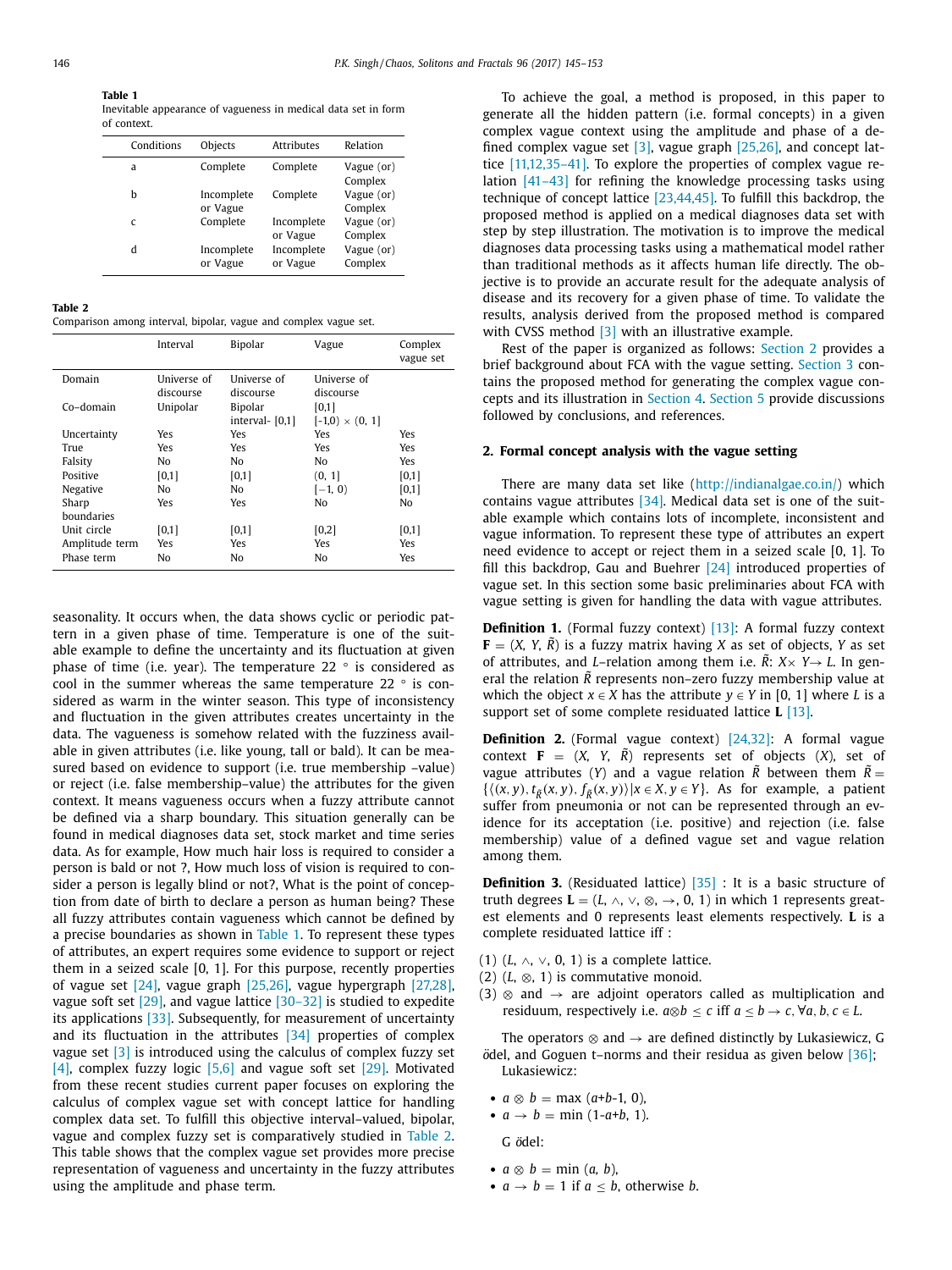**Table 1**
Inevitable appearance of vagueness in medical data set in form of context.

| Conditions | Objects | Attributes | Relation |
|---|---|---|---|
| a | Complete | Complete | Vague (or) Complex |
| b | Incomplete or Vague | Complete | Vague (or) Complex |
| c | Complete | Incomplete or Vague | Vague (or) Complex |
| d | Incomplete or Vague | Incomplete or Vague | Vague (or) Complex |

**Table 2**
Comparison among interval, bipolar, vague and complex vague set.

| | Interval | Bipolar | Vague | Complex vague set |
|---|---|---|---|---|
| Domain | Universe of discourse | Universe of discourse | Universe of discourse | |
| Co-domain | Unipolar | Bipolar interval- [0,1] | [0,1] [-1,0) × (0, 1] | |
| Uncertainty | Yes | Yes | Yes | Yes |
| True | Yes | Yes | Yes | Yes |
| Falsity | No | No | No | Yes |
| Positive | [0,1] | [0,1] | (0, 1] | [0,1] |
| Negative | No | No | [−1, 0) | [0,1] |
| Sharp boundaries | Yes | Yes | No | No |
| Unit circle | [0,1] | [0,1] | [0,2] | [0,1] |
| Amplitude term | Yes | Yes | Yes | Yes |
| Phase term | No | No | No | Yes |

seasonality. It occurs when, the data shows cyclic or periodic pattern in a given phase of time. Temperature is one of the suitable example to define the uncertainty and its fluctuation at given phase of time (i.e. year). The temperature 22 ° is considered as cool in the summer whereas the same temperature 22 ° is considered as warm in the winter season. This type of inconsistency and fluctuation in the given attributes creates uncertainty in the data. The vagueness is somehow related with the fuzziness available in given attributes (i.e. like young, tall or bald). It can be measured based on evidence to support (i.e. true membership –value) or reject (i.e. false membership–value) the attributes for the given context. It means vagueness occurs when a fuzzy attribute cannot be defined via a sharp boundary. This situation generally can be found in medical diagnoses data set, stock market and time series data. As for example, How much hair loss is required to consider a person is bald or not ?, How much loss of vision is required to consider a person is legally blind or not?, What is the point of conception from date of birth to declare a person as human being? These all fuzzy attributes contain vagueness which cannot be defined by a precise boundaries as shown in Table 1. To represent these types of attributes, an expert requires some evidence to support or reject them in a seized scale [0, 1]. For this purpose, recently properties of vague set [24], vague graph [25,26], vague hypergraph [27,28], vague soft set [29], and vague lattice [30–32] is studied to expedite its applications [33]. Subsequently, for measurement of uncertainty and its fluctuation in the attributes [34] properties of complex vague set [3] is introduced using the calculus of complex fuzzy set [4], complex fuzzy logic [5,6] and vague soft set [29]. Motivated from these recent studies current paper focuses on exploring the calculus of complex vague set with concept lattice for handling complex data set. To fulfill this objective interval–valued, bipolar, vague and complex fuzzy set is comparatively studied in Table 2. This table shows that the complex vague set provides more precise representation of vagueness and uncertainty in the fuzzy attributes using the amplitude and phase term.

To achieve the goal, a method is proposed, in this paper to generate all the hidden pattern (i.e. formal concepts) in a given complex vague context using the amplitude and phase of a defined complex vague set [3], vague graph [25,26], and concept lattice [11,12,35–41]. To explore the properties of complex vague relation [41–43] for refining the knowledge processing tasks using technique of concept lattice [23,44,45]. To fulfill this backdrop, the proposed method is applied on a medical diagnoses data set with step by step illustration. The motivation is to improve the medical diagnoses data processing tasks using a mathematical model rather than traditional methods as it affects human life directly. The objective is to provide an accurate result for the adequate analysis of disease and its recovery for a given phase of time. To validate the results, analysis derived from the proposed method is compared with CVSS method [3] with an illustrative example.

Rest of the paper is organized as follows: Section 2 provides a brief background about FCA with the vague setting. Section 3 contains the proposed method for generating the complex vague concepts and its illustration in Section 4. Section 5 provide discussions followed by conclusions, and references.

## 2. Formal concept analysis with the vague setting

There are many data set like (http://indianalgae.co.in/) which contains vague attributes [34]. Medical data set is one of the suitable example which contains lots of incomplete, inconsistent and vague information. To represent these type of attributes an expert need evidence to accept or reject them in a seized scale [0, 1]. To fill this backdrop, Gau and Buehrer [24] introduced properties of vague set. In this section some basic preliminaries about FCA with vague setting is given for handling the data with vague attributes.

**Definition 1.** (Formal fuzzy context) [13]: A formal fuzzy context $\mathbf{F} = (X, Y, \tilde{R})$ is a fuzzy matrix having $X$ as set of objects, $Y$ as set of attributes, and $L$–relation among them i.e. $\tilde{R}$: $X\times Y\rightarrow L$. In general the relation $\tilde{R}$ represents non–zero fuzzy membership value at which the object $x \in X$ has the attribute $y \in Y$ in [0, 1] where $L$ is a support set of some complete residuated lattice $\mathbf{L}$ [13].

**Definition 2.** (Formal vague context) [24,32]: A formal vague context $\mathbf{F} = (X, Y, \tilde{R})$ represents set of objects ($X$), set of vague attributes ($Y$) and a vague relation $\tilde{R}$ between them $\tilde{R} = \{\langle(x, y), t_{\tilde{R}}(x, y), f_{\tilde{R}}(x, y)\rangle | x \in X, y \in Y\}$. As for example, a patient suffer from pneumonia or not can be represented through an evidence for its acceptation (i.e. positive) and rejection (i.e. false membership) value of a defined vague set and vague relation among them.

**Definition 3.** (Residuated lattice) [35] : It is a basic structure of truth degrees $\mathbf{L} = (L, \wedge, \vee, \otimes, \rightarrow, 0, 1)$ in which 1 represents greatest elements and 0 represents least elements respectively. $\mathbf{L}$ is a complete residuated lattice iff :

(1) $(L, \wedge, \vee, 0, 1)$ is a complete lattice.
(2) $(L, \otimes, 1)$ is commutative monoid.
(3) $\otimes$ and $\rightarrow$ are adjoint operators called as multiplication and residuum, respectively i.e. $a \otimes b \le c$ iff $a \le b \rightarrow c$, $\forall a, b, c \in L$.

The operators $\otimes$ and $\rightarrow$ are defined distinctly by Lukasiewicz, G ödel, and Goguen t–norms and their residua as given below [36]; Lukasiewicz:

- $a \otimes b = \max(a+b-1, 0)$,
- $a \rightarrow b = \min(1-a+b, 1)$.

G ödel:

- $a \otimes b = \min(a, b)$,
- $a \rightarrow b = 1$ if $a \le b$, otherwise $b$.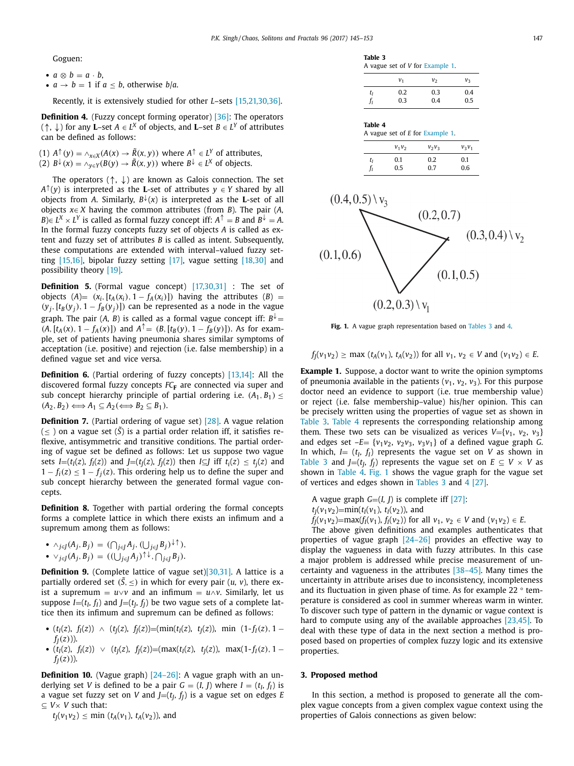Goguen:

- $a \otimes b = a \cdot b$,
- $a \rightarrow b = 1$ if $a \leq b$, otherwise $b/a$.

Recently, it is extensively studied for other $L$–sets [15,21,30,36].

**Definition 4.** (Fuzzy concept forming operator) [36]: The operators $(\uparrow, \downarrow)$ for any **L**–set $A \in L^X$ of objects, and **L**–set $B \in L^Y$ of attributes can be defined as follows:

(1) $A^{\uparrow}(y) = \wedge_{x \in X}(A(x) \rightarrow \tilde{R}(x, y))$ where $A^{\uparrow} \in L^Y$ of attributes,
(2) $B^{\downarrow}(x) = \wedge_{y \in Y}(B(y) \rightarrow \tilde{R}(x, y))$ where $B^{\downarrow} \in L^X$ of objects.

The operators $(\uparrow, \downarrow)$ are known as Galois connection. The set $A^{\uparrow}(y)$ is interpreted as the **L**-set of attributes $y \in Y$ shared by all objects from $A$. Similarly, $B^{\downarrow}(x)$ is interpreted as the **L**-set of all objects $x \in X$ having the common attributes (from $B$). The pair $(A, B) \in L^X \times L^Y$ is called as formal fuzzy concept iff: $A^{\uparrow} = B$ and $B^{\downarrow} = A$. In the formal fuzzy concepts fuzzy set of objects $A$ is called as extent and fuzzy set of attributes $B$ is called as intent. Subsequently, these computations are extended with interval–valued fuzzy setting [15,16], bipolar fuzzy setting [17], vague setting [18,30] and possibility theory [19].

**Definition 5.** (Formal vague concept) [17,30,31] : The set of objects $(A)$= $(x_i, [t_A(x_i), 1 - f_A(x_i)])$ having the attributes $(B)$ = $(y_j, [t_B(y_j), 1 - f_B(y_j)])$ can be represented as a node in the vague graph. The pair $(A, B)$ is called as a formal vague concept iff: $B^{\downarrow}$= $(A, [t_A(x), 1 - f_A(x)])$ and $A^{\uparrow}$= $(B, [t_B(y), 1 - f_B(y)])$. As for example, set of patients having pneumonia shares similar symptoms of acceptation (i.e. positive) and rejection (i.e. false membership) in a defined vague set and vice versa.

**Definition 6.** (Partial ordering of fuzzy concepts) [13,14]: All the discovered formal fuzzy concepts $FC_{\mathbf{F}}$ are connected via super and sub concept hierarchy principle of partial ordering i.e. $(A_1, B_1) \leq (A_2, B_2) \Longleftrightarrow A_1 \subseteq A_2 (\Longleftrightarrow B_2 \subseteq B_1)$.

**Definition 7.** (Partial ordering of vague set) [28]. A vague relation $(\leq)$ on a vague set $(\tilde{S})$ is a partial order relation iff, it satisfies reflexive, antisymmetric and transitive conditions. The partial ordering of vague set be defined as follows: Let us suppose two vague sets $I$=$(t_I(z), f_I(z))$ and $J$=$(t_J(z), f_J(z))$ then $I \subseteq J$ iff $t_I(z) \leq t_J(z)$ and $1 - f_I(z) \leq 1 - f_J(z)$. This ordering help us to define the super and sub concept hierarchy between the generated formal vague concepts.

**Definition 8.** Together with partial ordering the formal concepts forms a complete lattice in which there exists an infimum and a supremum among them as follows:

- $\wedge_{j \in J}(A_j, B_j) = (\bigcap_{j \in J} A_j, (\bigcup_{j \in J} B_j)^{\downarrow\uparrow})$,
- $\vee_{j \in J}(A_j, B_j) = ((\bigcup_{j \in J} A_j)^{\uparrow\downarrow}, \bigcap_{j \in J} B_j)$.

**Definition 9.** (Complete lattice of vague set)[30,31]. A lattice is a partially ordered set $(\tilde{S}, \leq)$ in which for every pair $(u, v)$, there exist a supremum = $u \vee v$ and an infimum = $u \wedge v$. Similarly, let us suppose $I$=$(t_I, f_I)$ and $J$=$(t_J, f_J)$ be two vague sets of a complete lattice then its infimum and supremum can be defined as follows:

- $(t_I(z),\ f_I(z)) \wedge (t_J(z),\ f_J(z))$=$(\min(t_I(z),\ t_J(z)),\ \min\ (1 - f_I(z), 1 - f_J(z)))$.
- $(t_I(z),\ f_I(z)) \vee (t_J(z),\ f_J(z))$=$(\max(t_I(z),\ t_J(z)),\ \max(1 - f_I(z), 1 - f_J(z)))$.

**Definition 10.** (Vague graph) [24–26]: A vague graph with an underlying set $V$ is defined to be a pair $G = (I, J)$ where $I = (t_I, f_I)$ is a vague set fuzzy set on $V$ and $J$=$(t_J, f_J)$ is a vague set on edges $E \subseteq V \times V$ such that:

$t_J(v_1 v_2) \leq \min\ (t_A(v_1), t_A(v_2))$, and

$f_J(v_1 v_2) \geq \max\ (t_A(v_1), t_A(v_2))$ for all $v_1, v_2 \in V$ and $(v_1 v_2) \in E$.

**Table 3**
A vague set of $V$ for Example 1.

| | $v_1$ | $v_2$ | $v_3$ |
|---|---|---|---|
| $t_I$ | 0.2 | 0.3 | 0.4 |
| $f_I$ | 0.3 | 0.4 | 0.5 |

**Table 4**
A vague set of $E$ for Example 1.

| | $v_1 v_2$ | $v_2 v_3$ | $v_3 v_1$ |
|---|---|---|---|
| $t_I$ | 0.1 | 0.2 | 0.1 |
| $f_I$ | 0.5 | 0.7 | 0.6 |

Fig. 1. A vague graph representation based on Tables 3 and 4.

**Example 1.** Suppose, a doctor want to write the opinion symptoms of pneumonia available in the patients $(v_1, v_2, v_3)$. For this purpose doctor need an evidence to support (i.e. true membership value) or reject (i.e. false membership–value) his/her opinion. This can be precisely written using the properties of vague set as shown in Table 3. Table 4 represents the corresponding relationship among them. These two sets can be visualized as vertices $V$=$\{v_1, v_2, v_3\}$ and edges set –$E$= $\{v_1 v_2, v_2 v_3, v_3 v_1\}$ of a defined vague graph $G$. In which, $I$= $(t_I, f_I)$ represents the vague set on $V$ as shown in Table 3 and $J$=$(t_J, f_J)$ represents the vague set on $E \subseteq V \times V$ as shown in Table 4. Fig. 1 shows the vague graph for the vague set of vertices and edges shown in Tables 3 and 4 [27].

A vague graph $G$=$(I, J)$ is complete iff [27]:
$t_J(v_1 v_2)$=$\min(t_I(v_1), t_I(v_2))$, and
$f_J(v_1 v_2)$=$\max(f_I(v_1), f_I(v_2))$ for all $v_1, v_2 \in V$ and $(v_1 v_2) \in E$.

The above given definitions and examples authenticates that properties of vague graph [24–26] provides an effective way to display the vagueness in data with fuzzy attributes. In this case a major problem is addressed while precise measurement of uncertainty and vagueness in the attributes [38–45]. Many times the uncertainty in attribute arises due to inconsistency, incompleteness and its fluctuation in given phase of time. As for example 22 ° temperature is considered as cool in summer whereas warm in winter. To discover such type of pattern in the dynamic or vague context is hard to compute using any of the available approaches [23,45]. To deal with these type of data in the next section a method is proposed based on properties of complex fuzzy logic and its extensive properties.

## 3. Proposed method

In this section, a method is proposed to generate all the complex vague concepts from a given complex vague context using the properties of Galois connections as given below: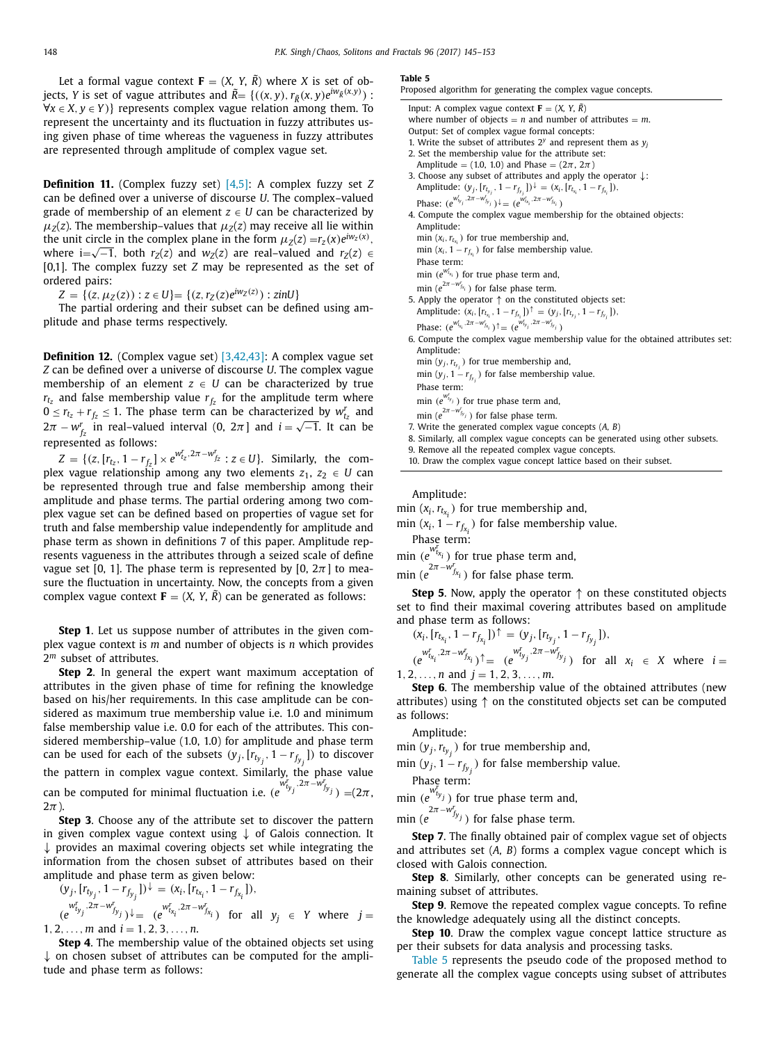Let a formal vague context $\mathbf{F} = (X, Y, \tilde{R})$ where $X$ is set of objects, $Y$ is set of vague attributes and $\tilde{R} = \{((x, y), r_{\tilde{R}}(x, y)e^{iw_{\tilde{R}}(x,y)}) : \forall x \in X, y \in Y)\}$ represents complex vague relation among them. To represent the uncertainty and its fluctuation in fuzzy attributes using given phase of time whereas the vagueness in fuzzy attributes are represented through amplitude of complex vague set.

**Definition 11.** (Complex fuzzy set) [4,5]: A complex fuzzy set $Z$ can be defined over a universe of discourse $U$. The complex–valued grade of membership of an element $z \in U$ can be characterized by $\mu_Z(z)$. The membership–values that $\mu_Z(z)$ may receive all lie within the unit circle in the complex plane in the form $\mu_Z(z) = r_z(x)e^{iw_Z(x)}$, where $i = \sqrt{-1}$, both $r_Z(z)$ and $w_Z(z)$ are real–valued and $r_Z(z) \in [0,1]$. The complex fuzzy set $Z$ may be represented as the set of ordered pairs:

$Z = \{(z, \mu_Z(z)) : z \in U\} = \{(z, r_Z(z)e^{iw_Z(z)}) : zinU\}$

The partial ordering and their subset can be defined using amplitude and phase terms respectively.

**Definition 12.** (Complex vague set) [3,42,43]: A complex vague set $Z$ can be defined over a universe of discourse $U$. The complex vague membership of an element $z \in U$ can be characterized by true $r_{t_z}$ and false membership value $r_{f_z}$ for the amplitude term where $0 \le r_{t_z} + r_{f_z} \le 1$. The phase term can be characterized by $w^r_{t_z}$ and $2\pi - w^r_{f_z}$ in real–valued interval $(0, 2\pi]$ and $i = \sqrt{-1}$. It can be represented as follows:

$Z = \{(z, [r_{tz}, 1 - r_{f_z}] \times e^{w^r_{t_z}, 2\pi - w^r_{f_z}} : z \in U\}$. Similarly, the complex vague relationship among any two elements $z_1, z_2 \in U$ can be represented through true and false membership among their amplitude and phase terms. The partial ordering among two complex vague set can be defined based on properties of vague set for truth and false membership value independently for amplitude and phase term as shown in definitions 7 of this paper. Amplitude represents vagueness in the attributes through a seized scale of define vague set [0, 1]. The phase term is represented by $[0, 2\pi]$ to measure the fluctuation in uncertainty. Now, the concepts from a given complex vague context $\mathbf{F} = (X, Y, \tilde{R})$ can be generated as follows:

**Step 1**. Let us suppose number of attributes in the given complex vague context is $m$ and number of objects is $n$ which provides $2^m$ subset of attributes.

**Step 2**. In general the expert want maximum acceptation of attributes in the given phase of time for refining the knowledge based on his/her requirements. In this case amplitude can be considered as maximum true membership value i.e. 1.0 and minimum false membership value i.e. 0.0 for each of the attributes. This considered membership–value (1.0, 1.0) for amplitude and phase term can be used for each of the subsets $(y_j, [r_{t_{y_j}}, 1 - r_{f_{y_j}}])$ to discover the pattern in complex vague context. Similarly, the phase value can be computed for minimal fluctuation i.e. $(e^{w^r_{t_{y_j}}, 2\pi - w^r_{f_{y_j}}}) = (2\pi, 2\pi)$.

**Step 3**. Choose any of the attribute set to discover the pattern in given complex vague context using $\downarrow$ of Galois connection. It $\downarrow$ provides an maximal covering objects set while integrating the information from the chosen subset of attributes based on their amplitude and phase term as given below:

$(y_j, [r_{t_{y_j}}, 1 - r_{f_{y_j}}])^{\downarrow} = (x_i, [r_{t_{x_i}}, 1 - r_{f_{x_i}}])$,

$(e^{w^r_{t_{y_j}}, 2\pi - w^r_{f_{y_j}}})^{\downarrow} = (e^{w^r_{t_{x_i}}, 2\pi - w^r_{f_{x_i}}})$ for all $y_j \in Y$ where $j = 1, 2, \ldots, m$ and $i = 1, 2, 3, \ldots, n$.

**Step 4**. The membership value of the obtained objects set using $\downarrow$ on chosen subset of attributes can be computed for the amplitude and phase term as follows:

Amplitude:

min $(x_i, r_{t_{x_i}})$ for true membership and,

min $(x_i, 1 - r_{f_{x_i}})$ for false membership value.

Phase term:

min $(e^{w^r_{t_{x_i}}})$ for true phase term and,

min $(e^{2\pi - w^r_{f_{x_i}}})$ for false phase term.

**Step 5**. Now, apply the operator $\uparrow$ on these constituted objects set to find their maximal covering attributes based on amplitude and phase term as follows:

$(x_i, [r_{t_{x_i}}, 1 - r_{f_{x_i}}])^{\uparrow} = (y_j, [r_{t_{y_j}}, 1 - r_{f_{y_j}}])$,

$(e^{w^r_{t_{x_i}}, 2\pi - w^r_{f_{x_i}}})^{\uparrow} = (e^{w^r_{t_{y_j}}, 2\pi - w^r_{f_{y_j}}})$ for all $x_i \in X$ where $i = 1, 2, \ldots, n$ and $j = 1, 2, 3, \ldots, m$.

**Step 6**. The membership value of the obtained attributes (new attributes) using $\uparrow$ on the constituted objects set can be computed as follows:

Amplitude:

min $(y_j, r_{t_{y_j}})$ for true membership and,

min $(y_j, 1 - r_{f_{y_j}})$ for false membership value.

Phase term:

min $(e^{w^r_{t_{y_j}}})$ for true phase term and,

min $(e^{2\pi - w^r_{f_{y_j}}})$ for false phase term.

**Step 7**. The finally obtained pair of complex vague set of objects and attributes set $(A, B)$ forms a complex vague concept which is closed with Galois connection.

**Step 8**. Similarly, other concepts can be generated using remaining subset of attributes.

**Step 9**. Remove the repeated complex vague concepts. To refine the knowledge adequately using all the distinct concepts.

**Step 10**. Draw the complex vague concept lattice structure as per their subsets for data analysis and processing tasks.

Table 5 represents the pseudo code of the proposed method to generate all the complex vague concepts using subset of attributes

**Table 5**
Proposed algorithm for generating the complex vague concepts.

```
Input: A complex vague context F = (X, Y, R̃)
where number of objects = n and number of attributes = m.
Output: Set of complex vague formal concepts:
1. Write the subset of attributes 2^y and represent them as y_j
2. Set the membership value for the attribute set:
   Amplitude = (1.0, 1.0) and Phase = (2π, 2π)
3. Choose any subset of attributes and apply the operator ↓:
   Amplitude: (y_j, [r_{t_yj}, 1 − r_{f_yj}])↓ = (x_i, [r_{t_xi}, 1 − r_{f_xi}]),
   Phase: (e^{w^r_{t_yj}, 2π − w^r_{f_yj}})↓ = (e^{w^r_{t_xi}, 2π − w^r_{f_xi}})
4. Compute the complex vague membership for the obtained objects:
   Amplitude:
   min (x_i, r_{t_xi}) for true membership and,
   min (x_i, 1 − r_{f_xi}) for false membership value.
   Phase term:
   min (e^{w^r_{t_xi}}) for true phase term and,
   min (e^{2π − w^r_{f_xi}}) for false phase term.
5. Apply the operator ↑ on the constituted objects set:
   Amplitude: (x_i, [r_{t_xi}, 1 − r_{f_xi}])↑ = (y_j, [r_{t_yj}, 1 − r_{f_yj}]),
   Phase: (e^{w^r_{t_xi}, 2π − w^r_{f_xi}})↑ = (e^{w^r_{t_yj}, 2π − w^r_{f_yj}})
6. Compute the complex vague membership value for the obtained attributes set:
   Amplitude:
   min (y_j, r_{t_yj}) for true membership and,
   min (y_j, 1 − r_{f_yj}) for false membership value.
   Phase term:
   min (e^{w^r_{t_yj}}) for true phase term and,
   min (e^{2π − w^r_{f_yj}}) for false phase term.
7. Write the generated complex vague concepts (A, B)
8. Similarly, all complex vague concepts can be generated using other subsets.
9. Remove all the repeated complex vague concepts.
10. Draw the complex vague concept lattice based on their subset.
```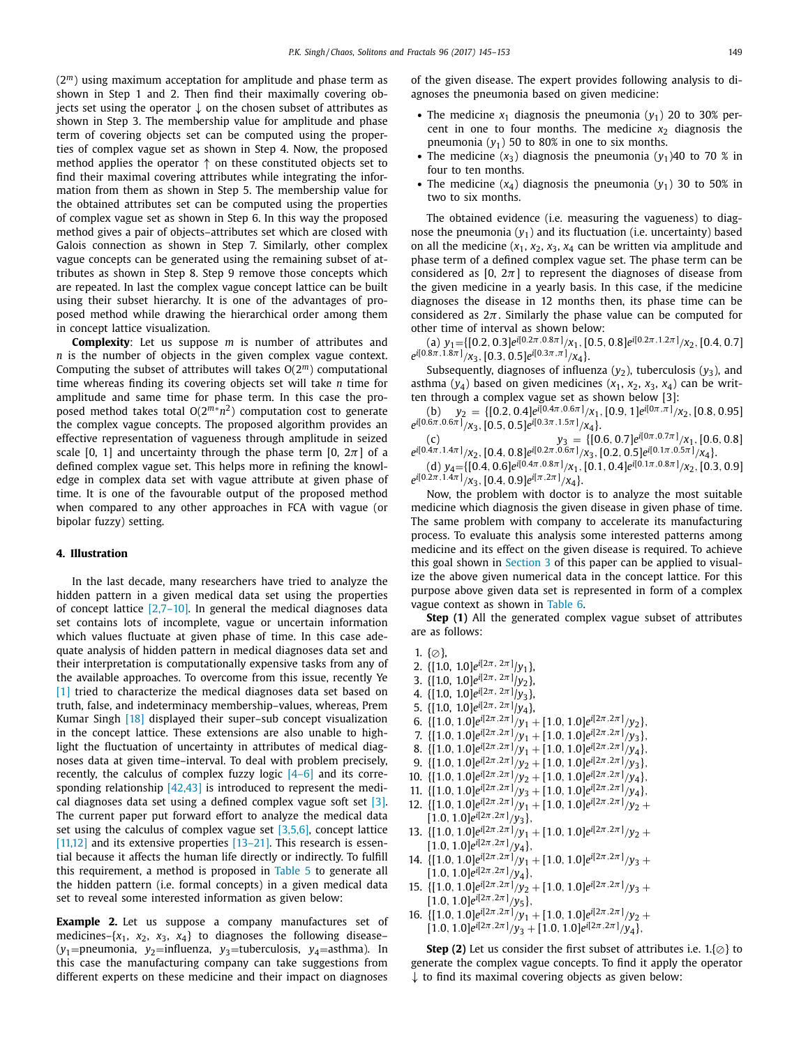($2^m$) using maximum acceptation for amplitude and phase term as shown in Step 1 and 2. Then find their maximally covering objects set using the operator ↓ on the chosen subset of attributes as shown in Step 3. The membership value for amplitude and phase term of covering objects set can be computed using the properties of complex vague set as shown in Step 4. Now, the proposed method applies the operator ↑ on these constituted objects set to find their maximal covering attributes while integrating the information from them as shown in Step 5. The membership value for the obtained attributes set can be computed using the properties of complex vague set as shown in Step 6. In this way the proposed method gives a pair of objects–attributes set which are closed with Galois connection as shown in Step 7. Similarly, other complex vague concepts can be generated using the remaining subset of attributes as shown in Step 8. Step 9 remove those concepts which are repeated. In last the complex vague concept lattice can be built using their subset hierarchy. It is one of the advantages of proposed method while drawing the hierarchical order among them in concept lattice visualization.

**Complexity**: Let us suppose $m$ is number of attributes and $n$ is the number of objects in the given complex vague context. Computing the subset of attributes will takes $O(2^m)$ computational time whereas finding its covering objects set will take $n$ time for amplitude and same time for phase term. In this case the proposed method takes total $O(2^{m*}n^2)$ computation cost to generate the complex vague concepts. The proposed algorithm provides an effective representation of vagueness through amplitude in seized scale [0, 1] and uncertainty through the phase term [0, 2π] of a defined complex vague set. This helps more in refining the knowledge in complex data set with vague attribute at given phase of time. It is one of the favourable output of the proposed method when compared to any other approaches in FCA with vague (or bipolar fuzzy) setting.

## 4. Illustration

In the last decade, many researchers have tried to analyze the hidden pattern in a given medical data set using the properties of concept lattice [2,7–10]. In general the medical diagnoses data set contains lots of incomplete, vague or uncertain information which values fluctuate at given phase of time. In this case adequate analysis of hidden pattern in medical diagnoses data set and their interpretation is computationally expensive tasks from any of the available approaches. To overcome from this issue, recently Ye [1] tried to characterize the medical diagnoses data set based on truth, false, and indeterminacy membership–values, whereas, Prem Kumar Singh [18] displayed their super–sub concept visualization in the concept lattice. These extensions are also unable to highlight the fluctuation of uncertainty in attributes of medical diagnoses data at given time–interval. To deal with problem precisely, recently, the calculus of complex fuzzy logic [4–6] and its corresponding relationship [42,43] is introduced to represent the medical diagnoses data set using a defined complex vague soft set [3]. The current paper put forward effort to analyze the medical data set using the calculus of complex vague set [3,5,6], concept lattice [11,12] and its extensive properties [13–21]. This research is essential because it affects the human life directly or indirectly. To fulfill this requirement, a method is proposed in Table 5 to generate all the hidden pattern (i.e. formal concepts) in a given medical data set to reveal some interested information as given below:

**Example 2.** Let us suppose a company manufactures set of medicines–{$x_1$, $x_2$, $x_3$, $x_4$} to diagnoses the following disease–($y_1$=pneumonia, $y_2$=influenza, $y_3$=tuberculosis, $y_4$=asthma). In this case the manufacturing company can take suggestions from different experts on these medicine and their impact on diagnoses of the given disease. The expert provides following analysis to diagnoses the pneumonia based on given medicine:

- The medicine $x_1$ diagnosis the pneumonia ($y_1$) 20 to 30% percent in one to four months. The medicine $x_2$ diagnosis the pneumonia ($y_1$) 50 to 80% in one to six months.
- The medicine ($x_3$) diagnosis the pneumonia ($y_1$)40 to 70 % in four to ten months.
- The medicine ($x_4$) diagnosis the pneumonia ($y_1$) 30 to 50% in two to six months.

The obtained evidence (i.e. measuring the vagueness) to diagnose the pneumonia ($y_1$) and its fluctuation (i.e. uncertainty) based on all the medicine ($x_1$, $x_2$, $x_3$, $x_4$) can be written via amplitude and phase term of a defined complex vague set. The phase term can be considered as [0, 2π] to represent the diagnoses of disease from the given medicine in a yearly basis. In this case, if the medicine diagnoses the disease in 12 months then, its phase time can be considered as 2π. Similarly the phase value can be computed for other time of interval as shown below:

(a) $y_1$={$[0.2, 0.3]e^{i[0.2\pi, 0.8\pi]}/x_1$, $[0.5, 0.8]e^{i[0.2\pi, 1.2\pi]}/x_2$, $[0.4, 0.7] e^{i[0.8\pi, 1.8\pi]}/x_3$, $[0.3, 0.5]e^{i[0.3\pi, \pi]}/x_4$}.

Subsequently, diagnoses of influenza ($y_2$), tuberculosis ($y_3$), and asthma ($y_4$) based on given medicines ($x_1$, $x_2$, $x_3$, $x_4$) can be written through a complex vague set as shown below [3]:

(b) $y_2$ = {$[0.2, 0.4]e^{i[0.4\pi, 0.6\pi]}/x_1$, $[0.9, 1]e^{i[0\pi, \pi]}/x_2$, $[0.8, 0.95] e^{i[0.6\pi, 0.6\pi]}/x_3$, $[0.5, 0.5]e^{i[0.3\pi, 1.5\pi]}/x_4$}.

(c) $y_3$ = {$[0.6, 0.7]e^{i[0\pi, 0.7\pi]}/x_1$, $[0.6, 0.8] e^{i[0.4\pi, 1.4\pi]}/x_2$, $[0.4, 0.8]e^{i[0.2\pi, 0.6\pi]}/x_3$, $[0.2, 0.5]e^{i[0.1\pi, 0.5\pi]}/x_4$}.

(d) $y_4$={$[0.4, 0.6]e^{i[0.4\pi, 0.8\pi]}/x_1$, $[0.1, 0.4]e^{i[0.1\pi, 0.8\pi]}/x_2$, $[0.3, 0.9] e^{i[0.2\pi, 1.4\pi]}/x_3$, $[0.4, 0.9]e^{i[\pi, 2\pi]}/x_4$}.

Now, the problem with doctor is to analyze the most suitable medicine which diagnosis the given disease in given phase of time. The same problem with company to accelerate its manufacturing process. To evaluate this analysis some interested patterns among medicine and their effect on the given disease is required. To achieve this goal shown in Section 3 of this paper can be applied to visualize the above given numerical data in the concept lattice. For this purpose above given data set is represented in form of a complex vague context as shown in Table 6.

**Step (1)** All the generated complex vague subset of attributes are as follows:

1. {∅},
2. {$[1.0, 1.0]e^{i[2\pi, 2\pi]}/y_1$},
3. {$[1.0, 1.0]e^{i[2\pi, 2\pi]}/y_2$},
4. {$[1.0, 1.0]e^{i[2\pi, 2\pi]}/y_3$},
5. {$[1.0, 1.0]e^{i[2\pi, 2\pi]}/y_4$},
6. {$[1.0, 1.0]e^{i[2\pi,2\pi]}/y_1 + [1.0, 1.0]e^{i[2\pi,2\pi]}/y_2$},
7. {$[1.0, 1.0]e^{i[2\pi,2\pi]}/y_1 + [1.0, 1.0]e^{i[2\pi,2\pi]}/y_3$},
8. {$[1.0, 1.0]e^{i[2\pi,2\pi]}/y_1 + [1.0, 1.0]e^{i[2\pi,2\pi]}/y_4$},
9. {$[1.0, 1.0]e^{i[2\pi,2\pi]}/y_2 + [1.0, 1.0]e^{i[2\pi,2\pi]}/y_3$},
10. {$[1.0, 1.0]e^{i[2\pi,2\pi]}/y_2 + [1.0, 1.0]e^{i[2\pi,2\pi]}/y_4$},
11. {$[1.0, 1.0]e^{i[2\pi,2\pi]}/y_3 + [1.0, 1.0]e^{i[2\pi,2\pi]}/y_4$},
12. {$[1.0, 1.0]e^{i[2\pi,2\pi]}/y_1 + [1.0, 1.0]e^{i[2\pi,2\pi]}/y_2 + [1.0, 1.0]e^{i[2\pi,2\pi]}/y_3$},
13. {$[1.0, 1.0]e^{i[2\pi,2\pi]}/y_1 + [1.0, 1.0]e^{i[2\pi,2\pi]}/y_2 + [1.0, 1.0]e^{i[2\pi,2\pi]}/y_4$},
14. {$[1.0, 1.0]e^{i[2\pi,2\pi]}/y_1 + [1.0, 1.0]e^{i[2\pi,2\pi]}/y_3 + [1.0, 1.0]e^{i[2\pi,2\pi]}/y_4$},
15. {$[1.0, 1.0]e^{i[2\pi,2\pi]}/y_2 + [1.0, 1.0]e^{i[2\pi,2\pi]}/y_3 + [1.0, 1.0]e^{i[2\pi,2\pi]}/y_5$},
16. {$[1.0, 1.0]e^{i[2\pi,2\pi]}/y_1 + [1.0, 1.0]e^{i[2\pi,2\pi]}/y_2 + [1.0, 1.0]e^{i[2\pi,2\pi]}/y_3 + [1.0, 1.0]e^{i[2\pi,2\pi]}/y_4$},

**Step (2)** Let us consider the first subset of attributes i.e. 1.{∅} to generate the complex vague concepts. To find it apply the operator ↓ to find its maximal covering objects as given below: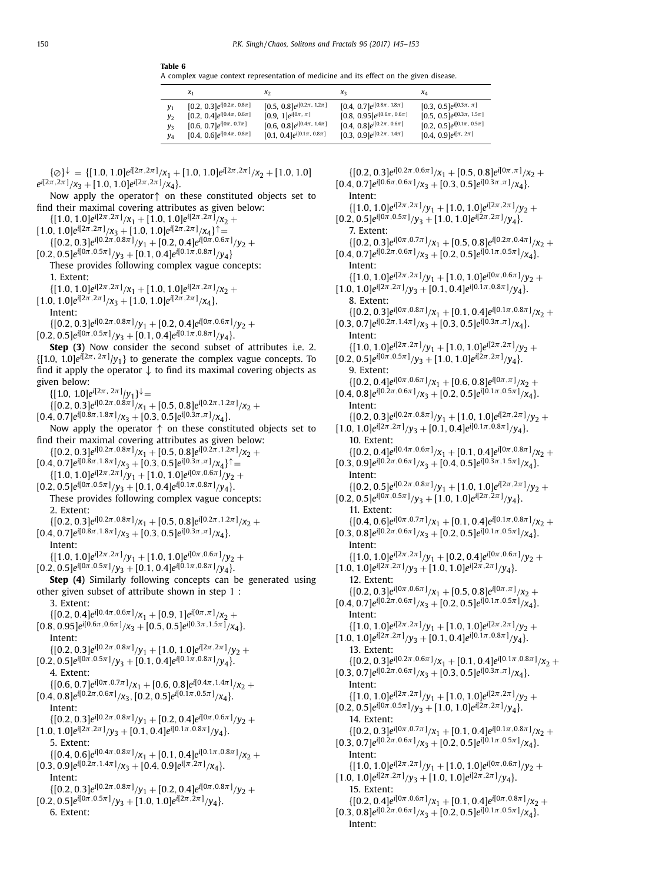**Table 6**
A complex vague context representation of medicine and its effect on the given disease.

| | $x_1$ | $x_2$ | $x_3$ | $x_4$ |
|---|---|---|---|---|
| $y_1$ | $[0.2, 0.3]e^{i[0.2\pi, 0.8\pi]}$ | $[0.5, 0.8]e^{i[0.2\pi, 1.2\pi]}$ | $[0.4, 0.7]e^{i[0.8\pi, 1.8\pi]}$ | $[0.3, 0.5]e^{i[0.3\pi, \pi]}$ |
| $y_2$ | $[0.2, 0.4]e^{i[0.4\pi, 0.6\pi]}$ | $[0.9, 1]e^{i[0\pi, \pi]}$ | $[0.8, 0.95]e^{i[0.6\pi, 0.6\pi]}$ | $[0.5, 0.5]e^{i[0.3\pi, 1.5\pi]}$ |
| $y_3$ | $[0.6, 0.7]e^{i[0\pi, 0.7\pi]}$ | $[0.6, 0.8]e^{i[0.4\pi, 1.4\pi]}$ | $[0.4, 0.8]e^{i[0.2\pi, 0.6\pi]}$ | $[0.2, 0.5]e^{i[0.1\pi, 0.5\pi]}$ |
| $y_4$ | $[0.4, 0.6]e^{i[0.4\pi, 0.8\pi]}$ | $[0.1, 0.4]e^{i[0.1\pi, 0.8\pi]}$ | $[0.3, 0.9]e^{i[0.2\pi, 1.4\pi]}$ | $[0.4, 0.9]e^{i[\pi, 2\pi]}$ |

$\{\oslash\}^{\downarrow} = \{[1.0, 1.0]e^{i[2\pi,2\pi]}/x_1 + [1.0, 1.0]e^{i[2\pi,2\pi]}/x_2 + [1.0, 1.0]e^{i[2\pi,2\pi]}/x_3 + [1.0, 1.0]e^{i[2\pi,2\pi]}/x_4\}$.

Now apply the operator↑ on these constituted objects set to find their maximal covering attributes as given below:

$\{[1.0, 1.0]e^{i[2\pi,2\pi]}/x_1 + [1.0, 1.0]e^{i[2\pi,2\pi]}/x_2 + [1.0, 1.0]e^{i[2\pi,2\pi]}/x_3 + [1.0, 1.0]e^{i[2\pi,2\pi]}/x_4\}^{\uparrow} =$

$\{[0.2, 0.3]e^{i[0.2\pi,0.8\pi]}/y_1 + [0.2, 0.4]e^{i[0\pi,0.6\pi]}/y_2 + [0.2, 0.5]e^{i[0\pi,0.5\pi]}/y_3 + [0.1, 0.4]e^{i[0.1\pi,0.8\pi]}/y_4\}$

These provides following complex vague concepts:

1. Extent:

$\{[1.0, 1.0]e^{i[2\pi,2\pi]}/x_1 + [1.0, 1.0]e^{i[2\pi,2\pi]}/x_2 + [1.0, 1.0]e^{i[2\pi,2\pi]}/x_3 + [1.0, 1.0]e^{i[2\pi,2\pi]}/x_4\}$,

Intent:

$\{[0.2, 0.3]e^{i[0.2\pi,0.8\pi]}/y_1 + [0.2, 0.4]e^{i[0\pi,0.6\pi]}/y_2 + [0.2, 0.5]e^{i[0\pi,0.5\pi]}/y_3 + [0.1, 0.4]e^{i[0.1\pi,0.8\pi]}/y_4\}$.

**Step (3)** Now consider the second subset of attributes i.e. 2. $\{[1.0, 1.0]e^{i[2\pi, 2\pi]}/y_1\}$ to generate the complex vague concepts. To find it apply the operator ↓ to find its maximal covering objects as given below:

$\{[1.0, 1.0]e^{i[2\pi, 2\pi]}/y_1\}^{\downarrow} =$

$\{[0.2, 0.3]e^{i[0.2\pi,0.8\pi]}/x_1 + [0.5, 0.8]e^{i[0.2\pi,1.2\pi]}/x_2 + [0.4, 0.7]e^{i[0.8\pi,1.8\pi]}/x_3 + [0.3, 0.5]e^{i[0.3\pi,\pi]}/x_4\}$.

Now apply the operator ↑ on these constituted objects set to find their maximal covering attributes as given below:

$\{[0.2, 0.3]e^{i[0.2\pi,0.8\pi]}/x_1 + [0.5, 0.8]e^{i[0.2\pi,1.2\pi]}/x_2 + [0.4, 0.7]e^{i[0.8\pi,1.8\pi]}/x_3 + [0.3, 0.5]e^{i[0.3\pi,\pi]}/x_4\}^{\uparrow} =$

$\{[1.0, 1.0]e^{i[2\pi,2\pi]}/y_1 + [1.0, 1.0]e^{i[0\pi,0.6\pi]}/y_2 + [0.2, 0.5]e^{i[0\pi,0.5\pi]}/y_3 + [0.1, 0.4]e^{i[0.1\pi,0.8\pi]}/y_4\}$.

These provides following complex vague concepts:

2. Extent:

$\{[0.2, 0.3]e^{i[0.2\pi,0.8\pi]}/x_1 + [0.5, 0.8]e^{i[0.2\pi,1.2\pi]}/x_2 + [0.4, 0.7]e^{i[0.8\pi,1.8\pi]}/x_3 + [0.3, 0.5]e^{i[0.3\pi,\pi]}/x_4\}$.

Intent:

$\{[1.0, 1.0]e^{i[2\pi,2\pi]}/y_1 + [1.0, 1.0]e^{i[0\pi,0.6\pi]}/y_2 + [0.2, 0.5]e^{i[0\pi,0.5\pi]}/y_3 + [0.1, 0.4]e^{i[0.1\pi,0.8\pi]}/y_4\}$.

**Step (4)** Similarly following concepts can be generated using other given subset of attribute shown in step 1 :

3. Extent:

$\{[0.2, 0.4]e^{i[0.4\pi,0.6\pi]}/x_1 + [0.9, 1]e^{i[0\pi,\pi]}/x_2 + [0.8, 0.95]e^{i[0.6\pi,0.6\pi]}/x_3 + [0.5, 0.5]e^{i[0.3\pi,1.5\pi]}/x_4\}$.

Intent:

$\{[0.2, 0.3]e^{i[0.2\pi,0.8\pi]}/y_1 + [1.0, 1.0]e^{i[2\pi,2\pi]}/y_2 + [0.2, 0.5]e^{i[0\pi,0.5\pi]}/y_3 + [0.1, 0.4]e^{i[0.1\pi,0.8\pi]}/y_4\}$.

4. Extent:

$\{[0.6, 0.7]e^{i[0\pi,0.7\pi]}/x_1 + [0.6, 0.8]e^{i[0.4\pi,1.4\pi]}/x_2 + [0.4, 0.8]e^{i[0.2\pi,0.6\pi]}/x_3, [0.2, 0.5]e^{i[0.1\pi,0.5\pi]}/x_4\}$.

Intent:

$\{[0.2, 0.3]e^{i[0.2\pi,0.8\pi]}/y_1 + [0.2, 0.4]e^{i[0\pi,0.6\pi]}/y_2 + [1.0, 1.0]e^{i[2\pi,2\pi]}/y_3 + [0.1, 0.4]e^{i[0.1\pi,0.8\pi]}/y_4\}$.

5. Extent:

$\{[0.4, 0.6]e^{i[0.4\pi,0.8\pi]}/x_1 + [0.1, 0.4]e^{i[0.1\pi,0.8\pi]}/x_2 + [0.3, 0.9]e^{i[0.2\pi,1.4\pi]}/x_3 + [0.4, 0.9]e^{i[\pi,2\pi]}/x_4\}$.

Intent:

$\{[0.2, 0.3]e^{i[0.2\pi,0.8\pi]}/y_1 + [0.2, 0.4]e^{i[0\pi,0.8\pi]}/y_2 + [0.2, 0.5]e^{i[0\pi,0.5\pi]}/y_3 + [1.0, 1.0]e^{i[2\pi,2\pi]}/y_4\}$.

6. Extent:

$\{[0.2, 0.3]e^{i[0.2\pi,0.6\pi]}/x_1 + [0.5, 0.8]e^{i[0\pi,\pi]}/x_2 + [0.4, 0.7]e^{i[0.6\pi,0.6\pi]}/x_3 + [0.3, 0.5]e^{i[0.3\pi,\pi]}/x_4\}$.

Intent:

$\{[1.0, 1.0]e^{i[2\pi,2\pi]}/y_1 + [1.0, 1.0]e^{i[2\pi,2\pi]}/y_2 + [0.2, 0.5]e^{i[0\pi,0.5\pi]}/y_3 + [1.0, 1.0]e^{i[2\pi,2\pi]}/y_4\}$.

7. Extent:

$\{[0.2, 0.3]e^{i[0\pi,0.7\pi]}/x_1 + [0.5, 0.8]e^{i[0.2\pi,0.4\pi]}/x_2 + [0.4, 0.7]e^{i[0.2\pi,0.6\pi]}/x_3 + [0.2, 0.5]e^{i[0.1\pi,0.5\pi]}/x_4\}$.

Intent:

$\{[1.0, 1.0]e^{i[2\pi,2\pi]}/y_1 + [1.0, 1.0]e^{i[0\pi,0.6\pi]}/y_2 + [1.0, 1.0]e^{i[2\pi,2\pi]}/y_3 + [0.1, 0.4]e^{i[0.1\pi,0.8\pi]}/y_4\}$.

8. Extent:

$\{[0.2, 0.3]e^{i[0\pi,0.8\pi]}/x_1 + [0.1, 0.4]e^{i[0.1\pi,0.8\pi]}/x_2 + [0.3, 0.7]e^{i[0.2\pi,1.4\pi]}/x_3 + [0.3, 0.5]e^{i[0.3\pi,\pi]}/x_4\}$.

Intent:

$\{[1.0, 1.0]e^{i[2\pi,2\pi]}/y_1 + [1.0, 1.0]e^{i[2\pi,2\pi]}/y_2 + [0.2, 0.5]e^{i[0\pi,0.5\pi]}/y_3 + [1.0, 1.0]e^{i[2\pi,2\pi]}/y_4\}$.

9. Extent:

$\{[0.2, 0.4]e^{i[0\pi,0.6\pi]}/x_1 + [0.6, 0.8]e^{i[0\pi,\pi]}/x_2 + [0.4, 0.8]e^{i[0.2\pi,0.6\pi]}/x_3 + [0.2, 0.5]e^{i[0.1\pi,0.5\pi]}/x_4\}$.

Intent:

$\{[0.2, 0.3]e^{i[0.2\pi,0.8\pi]}/y_1 + [1.0, 1.0]e^{i[2\pi,2\pi]}/y_2 + [1.0, 1.0]e^{i[2\pi,2\pi]}/y_3 + [0.1, 0.4]e^{i[0.1\pi,0.8\pi]}/y_4\}$.

10. Extent:

$\{[0.2, 0.4]e^{i[0.4\pi,0.6\pi]}/x_1 + [0.1, 0.4]e^{i[0\pi,0.8\pi]}/x_2 + [0.3, 0.9]e^{i[0.2\pi,0.6\pi]}/x_3 + [0.4, 0.5]e^{i[0.3\pi,1.5\pi]}/x_4\}$.

Intent:

$\{[0.2, 0.5]e^{i[0.2\pi,0.8\pi]}/y_1 + [1.0, 1.0]e^{i[2\pi,2\pi]}/y_2 + [0.2, 0.5]e^{i[0\pi,0.5\pi]}/y_3 + [1.0, 1.0]e^{i[2\pi,2\pi]}/y_4\}$.

11. Extent:

$\{[0.4, 0.6]e^{i[0\pi,0.7\pi]}/x_1 + [0.1, 0.4]e^{i[0.1\pi,0.8\pi]}/x_2 + [0.3, 0.8]e^{i[0.2\pi,0.6\pi]}/x_3 + [0.2, 0.5]e^{i[0.1\pi,0.5\pi]}/x_4\}$.

Intent:

$\{[1.0, 1.0]e^{i[2\pi,2\pi]}/y_1 + [0.2, 0.4]e^{i[0\pi,0.6\pi]}/y_2 + [1.0, 1.0]e^{i[2\pi,2\pi]}/y_3 + [1.0, 1.0]e^{i[2\pi,2\pi]}/y_4\}$.

12. Extent:

$\{[0.2, 0.3]e^{i[0\pi,0.6\pi]}/x_1 + [0.5, 0.8]e^{i[0\pi,\pi]}/x_2 + [0.4, 0.7]e^{i[0.2\pi,0.6\pi]}/x_3 + [0.2, 0.5]e^{i[0.1\pi,0.5\pi]}/x_4\}$.

Intent:

$\{[1.0, 1.0]e^{i[2\pi,2\pi]}/y_1 + [1.0, 1.0]e^{i[2\pi,2\pi]}/y_2 + [1.0, 1.0]e^{i[2\pi,2\pi]}/y_3 + [0.1, 0.4]e^{i[0.1\pi,0.8\pi]}/y_4\}$.

13. Extent:

$\{[0.2, 0.3]e^{i[0.2\pi,0.6\pi]}/x_1 + [0.1, 0.4]e^{i[0.1\pi,0.8\pi]}/x_2 + [0.3, 0.7]e^{i[0.2\pi,0.6\pi]}/x_3 + [0.3, 0.5]e^{i[0.3\pi,\pi]}/x_4\}$.

Intent:

$\{[1.0, 1.0]e^{i[2\pi,2\pi]}/y_1 + [1.0, 1.0]e^{i[2\pi,2\pi]}/y_2 + [0.2, 0.5]e^{i[0\pi,0.5\pi]}/y_3 + [1.0, 1.0]e^{i[2\pi,2\pi]}/y_4\}$.

14. Extent:

$\{[0.2, 0.3]e^{i[0\pi,0.7\pi]}/x_1 + [0.1, 0.4]e^{i[0.1\pi,0.8\pi]}/x_2 + [0.3, 0.7]e^{i[0.2\pi,0.6\pi]}/x_3 + [0.2, 0.5]e^{i[0.1\pi,0.5\pi]}/x_4\}$.

Intent:

$\{[1.0, 1.0]e^{i[2\pi,2\pi]}/y_1 + [1.0, 1.0]e^{i[0\pi,0.6\pi]}/y_2 + [1.0, 1.0]e^{i[2\pi,2\pi]}/y_3 + [1.0, 1.0]e^{i[2\pi,2\pi]}/y_4\}$.

15. Extent:

$\{[0.2, 0.4]e^{i[0\pi,0.6\pi]}/x_1 + [0.1, 0.4]e^{i[0\pi,0.8\pi]}/x_2 + [0.3, 0.8]e^{i[0.2\pi,0.6\pi]}/x_3 + [0.2, 0.5]e^{i[0.1\pi,0.5\pi]}/x_4\}$.

Intent: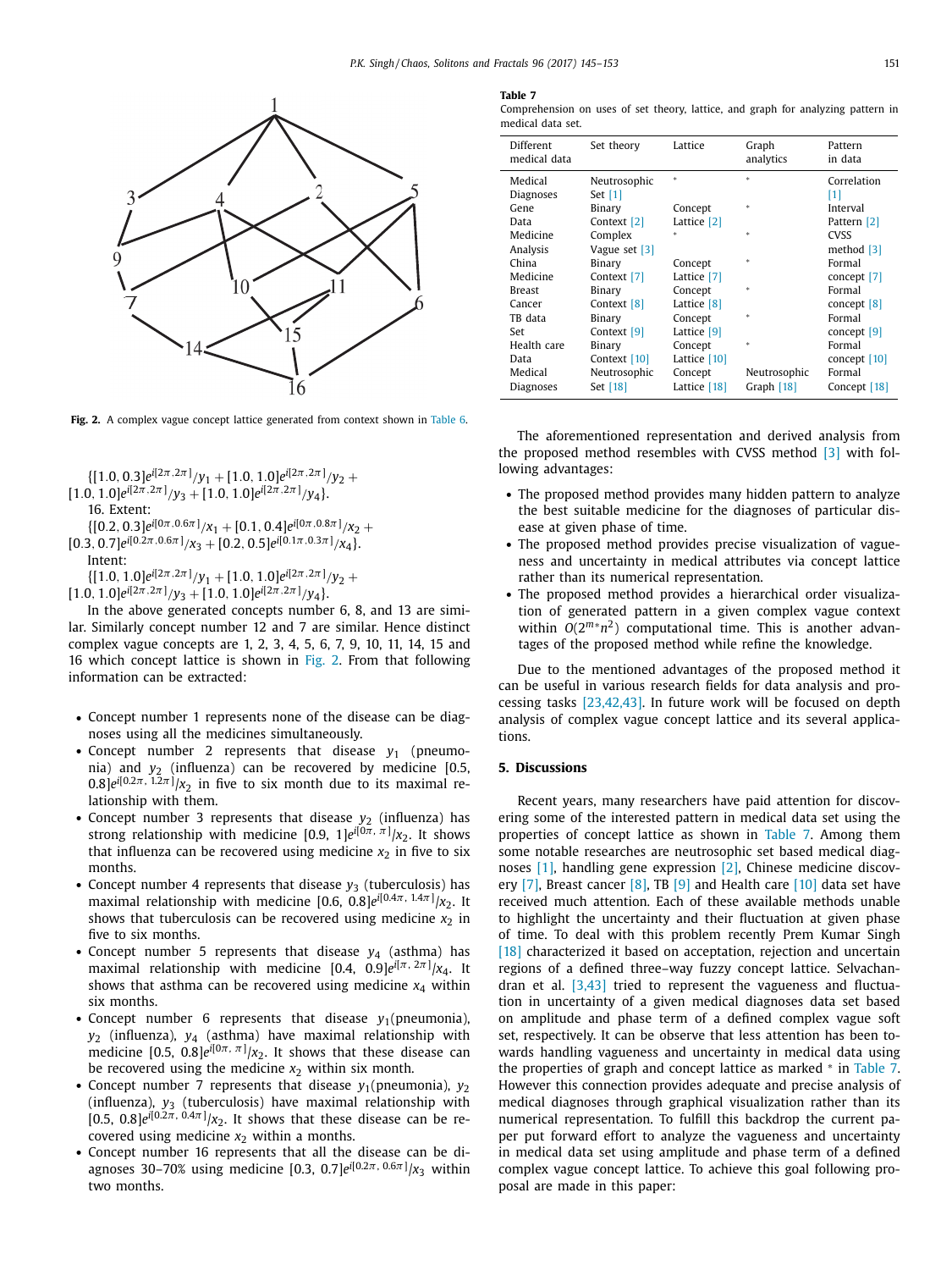Fig. 2. A complex vague concept lattice generated from context shown in Table 6.

$\{[1.0, 0.3]e^{i[2\pi, 2\pi]}/y_1 + [1.0, 1.0]e^{i[2\pi, 2\pi]}/y_2 + [1.0, 1.0]e^{i[2\pi, 2\pi]}/y_3 + [1.0, 1.0]e^{i[2\pi, 2\pi]}/y_4\}$.

16. Extent:

$\{[0.2, 0.3]e^{i[0\pi, 0.6\pi]}/x_1 + [0.1, 0.4]e^{i[0\pi, 0.8\pi]}/x_2 + [0.3, 0.7]e^{i[0.2\pi, 0.6\pi]}/x_3 + [0.2, 0.5]e^{i[0.1\pi, 0.3\pi]}/x_4\}$.

Intent:

$\{[1.0, 1.0]e^{i[2\pi, 2\pi]}/y_1 + [1.0, 1.0]e^{i[2\pi, 2\pi]}/y_2 + [1.0, 1.0]e^{i[2\pi, 2\pi]}/y_3 + [1.0, 1.0]e^{i[2\pi, 2\pi]}/y_4\}$.

In the above generated concepts number 6, 8, and 13 are similar. Similarly concept number 12 and 7 are similar. Hence distinct complex vague concepts are 1, 2, 3, 4, 5, 6, 7, 9, 10, 11, 14, 15 and 16 which concept lattice is shown in Fig. 2. From that following information can be extracted:

- Concept number 1 represents none of the disease can be diagnoses using all the medicines simultaneously.
- Concept number 2 represents that disease $y_1$ (pneumonia) and $y_2$ (influenza) can be recovered by medicine $[0.5, 0.8]e^{i[0.2\pi,\ 1.2\pi]}/x_2$ in five to six month due to its maximal relationship with them.
- Concept number 3 represents that disease $y_2$ (influenza) has strong relationship with medicine $[0.9,\ 1]e^{i[0\pi,\ \pi]}/x_2$. It shows that influenza can be recovered using medicine $x_2$ in five to six months.
- Concept number 4 represents that disease $y_3$ (tuberculosis) has maximal relationship with medicine $[0.6,\ 0.8]e^{i[0.4\pi,\ 1.4\pi]}/x_2$. It shows that tuberculosis can be recovered using medicine $x_2$ in five to six months.
- Concept number 5 represents that disease $y_4$ (asthma) has maximal relationship with medicine $[0.4,\ 0.9]e^{i[\pi,\ 2\pi]}/x_4$. It shows that asthma can be recovered using medicine $x_4$ within six months.
- Concept number 6 represents that disease $y_1$(pneumonia), $y_2$ (influenza), $y_4$ (asthma) have maximal relationship with medicine $[0.5,\ 0.8]e^{i[0\pi,\ \pi]}/x_2$. It shows that these disease can be recovered using the medicine $x_2$ within six month.
- Concept number 7 represents that disease $y_1$(pneumonia), $y_2$ (influenza), $y_3$ (tuberculosis) have maximal relationship with $[0.5,\ 0.8]e^{i[0.2\pi,\ 0.4\pi]}/x_2$. It shows that these disease can be recovered using medicine $x_2$ within a months.
- Concept number 16 represents that all the disease can be diagnoses 30–70% using medicine $[0.3,\ 0.7]e^{i[0.2\pi,\ 0.6\pi]}/x_3$ within two months.

Table 7
Comprehension on uses of set theory, lattice, and graph for analyzing pattern in medical data set.

| Different medical data | Set theory | Lattice | Graph analytics | Pattern in data |
|---|---|---|---|---|
| Medical Diagnoses | Neutrosophic Set [1] | * | * | Correlation [1] |
| Gene Data | Binary Context [2] | Concept Lattice [2] | * | Interval Pattern [2] |
| Medicine Analysis | Complex Vague set [3] | * | * | CVSS method [3] |
| China Medicine | Binary Context [7] | Concept Lattice [7] | * | Formal concept [7] |
| Breast Cancer | Binary Context [8] | Concept Lattice [8] | * | Formal concept [8] |
| TB data Set | Binary Context [9] | Concept Lattice [9] | * | Formal concept [9] |
| Health care Data | Binary Context [10] | Concept Lattice [10] | * | Formal concept [10] |
| Medical Diagnoses | Neutrosophic Set [18] | Concept Lattice [18] | Neutrosophic Graph [18] | Formal Concept [18] |

The aforementioned representation and derived analysis from the proposed method resembles with CVSS method [3] with following advantages:

- The proposed method provides many hidden pattern to analyze the best suitable medicine for the diagnoses of particular disease at given phase of time.
- The proposed method provides precise visualization of vagueness and uncertainty in medical attributes via concept lattice rather than its numerical representation.
- The proposed method provides a hierarchical order visualization of generated pattern in a given complex vague context within $O(2^{m*}n^2)$ computational time. This is another advantages of the proposed method while refine the knowledge.

Due to the mentioned advantages of the proposed method it can be useful in various research fields for data analysis and processing tasks [23,42,43]. In future work will be focused on depth analysis of complex vague concept lattice and its several applications.

## 5. Discussions

Recent years, many researchers have paid attention for discovering some of the interested pattern in medical data set using the properties of concept lattice as shown in Table 7. Among them some notable researches are neutrosophic set based medical diagnoses [1], handling gene expression [2], Chinese medicine discovery [7], Breast cancer [8], TB [9] and Health care [10] data set have received much attention. Each of these available methods unable to highlight the uncertainty and their fluctuation at given phase of time. To deal with this problem recently Prem Kumar Singh [18] characterized it based on acceptation, rejection and uncertain regions of a defined three–way fuzzy concept lattice. Selvachandran et al. [3,43] tried to represent the vagueness and fluctuation in uncertainty of a given medical diagnoses data set based on amplitude and phase term of a defined complex vague soft set, respectively. It can be observe that less attention has been towards handling vagueness and uncertainty in medical data using the properties of graph and concept lattice as marked * in Table 7. However this connection provides adequate and precise analysis of medical diagnoses through graphical visualization rather than its numerical representation. To fulfill this backdrop the current paper put forward effort to analyze the vagueness and uncertainty in medical data set using amplitude and phase term of a defined complex vague concept lattice. To achieve this goal following proposal are made in this paper: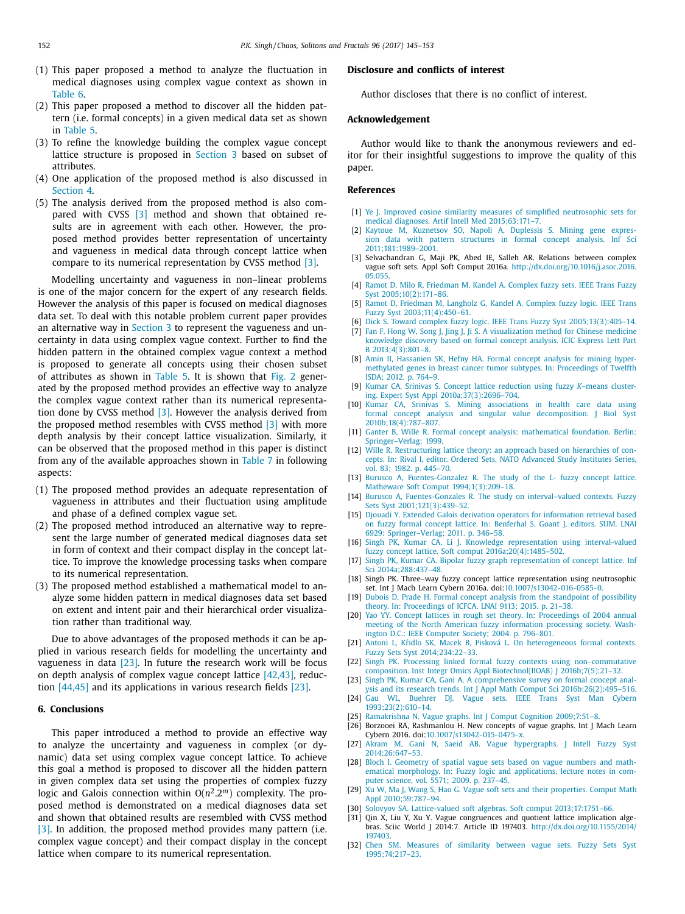(1) This paper proposed a method to analyze the fluctuation in medical diagnoses using complex vague context as shown in Table 6.
(2) This paper proposed a method to discover all the hidden pattern (i.e. formal concepts) in a given medical data set as shown in Table 5.
(3) To refine the knowledge building the complex vague concept lattice structure is proposed in Section 3 based on subset of attributes.
(4) One application of the proposed method is also discussed in Section 4.
(5) The analysis derived from the proposed method is also compared with CVSS [3] method and shown that obtained results are in agreement with each other. However, the proposed method provides better representation of uncertainty and vagueness in medical data through concept lattice when compare to its numerical representation by CVSS method [3].

Modelling uncertainty and vagueness in non–linear problems is one of the major concern for the expert of any research fields. However the analysis of this paper is focused on medical diagnoses data set. To deal with this notable problem current paper provides an alternative way in Section 3 to represent the vagueness and uncertainty in data using complex vague context. Further to find the hidden pattern in the obtained complex vague context a method is proposed to generate all concepts using their chosen subset of attributes as shown in Table 5. It is shown that Fig. 2 generated by the proposed method provides an effective way to analyze the complex vague context rather than its numerical representation done by CVSS method [3]. However the analysis derived from the proposed method resembles with CVSS method [3] with more depth analysis by their concept lattice visualization. Similarly, it can be observed that the proposed method in this paper is distinct from any of the available approaches shown in Table 7 in following aspects:

(1) The proposed method provides an adequate representation of vagueness in attributes and their fluctuation using amplitude and phase of a defined complex vague set.
(2) The proposed method introduced an alternative way to represent the large number of generated medical diagnoses data set in form of context and their compact display in the concept lattice. To improve the knowledge processing tasks when compare to its numerical representation.
(3) The proposed method established a mathematical model to analyze some hidden pattern in medical diagnoses data set based on extent and intent pair and their hierarchical order visualization rather than traditional way.

Due to above advantages of the proposed methods it can be applied in various research fields for modelling the uncertainty and vagueness in data [23]. In future the research work will be focus on depth analysis of complex vague concept lattice [42,43], reduction [44,45] and its applications in various research fields [23].

## 6. Conclusions

This paper introduced a method to provide an effective way to analyze the uncertainty and vagueness in complex (or dynamic) data set using complex vague concept lattice. To achieve this goal a method is proposed to discover all the hidden pattern in given complex data set using the properties of complex fuzzy logic and Galois connection within $O(n^2.2^m)$ complexity. The proposed method is demonstrated on a medical diagnoses data set and shown that obtained results are resembled with CVSS method [3]. In addition, the proposed method provides many pattern (i.e. complex vague concept) and their compact display in the concept lattice when compare to its numerical representation.

## Disclosure and conflicts of interest

Author discloses that there is no conflict of interest.

## Acknowledgement

Author would like to thank the anonymous reviewers and editor for their insightful suggestions to improve the quality of this paper.

## References

[1] Ye J. Improved cosine similarity measures of simplified neutrosophic sets for medical diagnoses. Artif Intell Med 2015;63:171–7.
[2] Kaytoue M, Kuznetsov SO, Napoli A, Duplessis S. Mining gene expression data with pattern structures in formal concept analysis. Inf Sci 2011;181:1989–2001.
[3] Selvachandran G, Maji PK, Abed IE, Salleh AR. Relations between complex vague soft sets. Appl Soft Comput 2016a. http://dx.doi.org/10.1016/j.asoc.2016.05.055.
[4] Ramot D, Milo R, Friedman M, Kandel A. Complex fuzzy sets. IEEE Trans Fuzzy Syst 2005;10(2):171–86.
[5] Ramot D, Friedman M, Langholz G, Kandel A. Complex fuzzy logic. IEEE Trans Fuzzy Syst 2003;11(4):450–61.
[6] Dick S. Toward complex fuzzy logic. IEEE Trans Fuzzy Syst 2005;13(3):405–14.
[7] Fan F, Hong W, Song J, Jing J, Ji S. A visualization method for Chinese medicine knowledge discovery based on formal concept analysis. ICIC Express Lett Part B 2013;4(3):801–8.
[8] Amin II, Hassanien SK, Hefny HA. Formal concept analysis for mining hypermethylated genes in breast cancer tumor subtypes. In: Proceedings of Twelfth ISDA; 2012. p. 764–9.
[9] Kumar CA, Srinivas S. Concept lattice reduction using fuzzy *K*–means clustering. Expert Syst Appl 2010a;37(3):2696–704.
[10] Kumar CA, Srinivas S. Mining associations in health care data using formal concept analysis and singular value decomposition. J Biol Syst 2010b;18(4):787–807.
[11] Ganter B, Wille R. Formal concept analysis: mathematical foundation. Berlin: Springer–Verlag; 1999.
[12] Wille R. Restructuring lattice theory: an approach based on hierarchies of concepts. In: Rival I, editor. Ordered Sets, NATO Advanced Study Institutes Series, vol. 83; 1982. p. 445–70.
[13] Burusco A, Fuentes-Gonzalez R. The study of the *L*- fuzzy concept lattice. Matheware Soft Comput 1994;1(3):209–18.
[14] Burusco A, Fuentes-Gonzales R. The study on interval–valued contexts. Fuzzy Sets Syst 2001;121(3):439–52.
[15] Djouadi Y. Extended Galois derivation operators for information retrieval based on fuzzy formal concept lattice. In: Benferhal S, Goant J, editors. SUM. LNAI 6929: Springer–Verlag; 2011. p. 346–58.
[16] Singh PK, Kumar CA, Li J. Knowledge representation using interval-valued fuzzy concept lattice. Soft comput 2016a;20(4):1485–502.
[17] Singh PK, Kumar CA. Bipolar fuzzy graph representation of concept lattice. Inf Sci 2014a;288:437–48.
[18] Singh PK. Three–way fuzzy concept lattice representation using neutrosophic set. Int J Mach Learn Cybern 2016a. doi:10.1007/s13042-016-0585-0.
[19] Dubois D, Prade H. Formal concept analysis from the standpoint of possibility theory. In: Proceedings of ICFCA. LNAI 9113; 2015. p. 21–38.
[20] Yao YY. Concept lattices in rough set theory. In: Proceedings of 2004 annual meeting of the North American fuzzy information processing society. Washington D.C.: IEEE Computer Society; 2004. p. 796–801.
[21] Antoni L, Křídlo SK, Macek B, Pisková L. On heterogeneous formal contexts. Fuzzy Sets Syst 2014;234:22–33.
[22] Singh PK. Processing linked formal fuzzy contexts using non–commutative composition. Inst Integr Omics Appl Biotechnol(IIOAB) J 2016b;7(5):21–32.
[23] Singh PK, Kumar CA, Gani A. A comprehensive survey on formal concept analysis and its research trends. Int J Appl Math Comput Sci 2016b;26(2):495–516.
[24] Gau WL, Buehrer DJ. Vague sets. IEEE Trans Syst Man Cybern 1993;23(2):610–14.
[25] Ramakrishna N. Vague graphs. Int J Comput Cognition 2009;7:51–8.
[26] Borzooei RA, Rashmanlou H. New concepts of vague graphs. Int J Mach Learn Cybern 2016. doi:10.1007/s13042-015-0475-x.
[27] Akram M, Gani N, Saeid AB. Vague hypergraphs. J Intell Fuzzy Syst 2014;26:647–53.
[28] Bloch I. Geometry of spatial vague sets based on vague numbers and mathematical morphology. In: Fuzzy logic and applications, lecture notes in computer science, vol. 5571; 2009. p. 237–45.
[29] Xu W, Ma J, Wang S, Hao G. Vague soft sets and their properties. Comput Math Appl 2010;59:787–94.
[30] Solovyov SA. Lattice-valued soft algebras. Soft comput 2013;17:1751–66.
[31] Qin X, Liu Y, Xu Y. Vague congruences and quotient lattice implication algebras. Sciic World J 2014:7. Article ID 197403. http://dx.doi.org/10.1155/2014/197403.
[32] Chen SM. Measures of similarity between vague sets. Fuzzy Sets Syst 1995;74:217–23.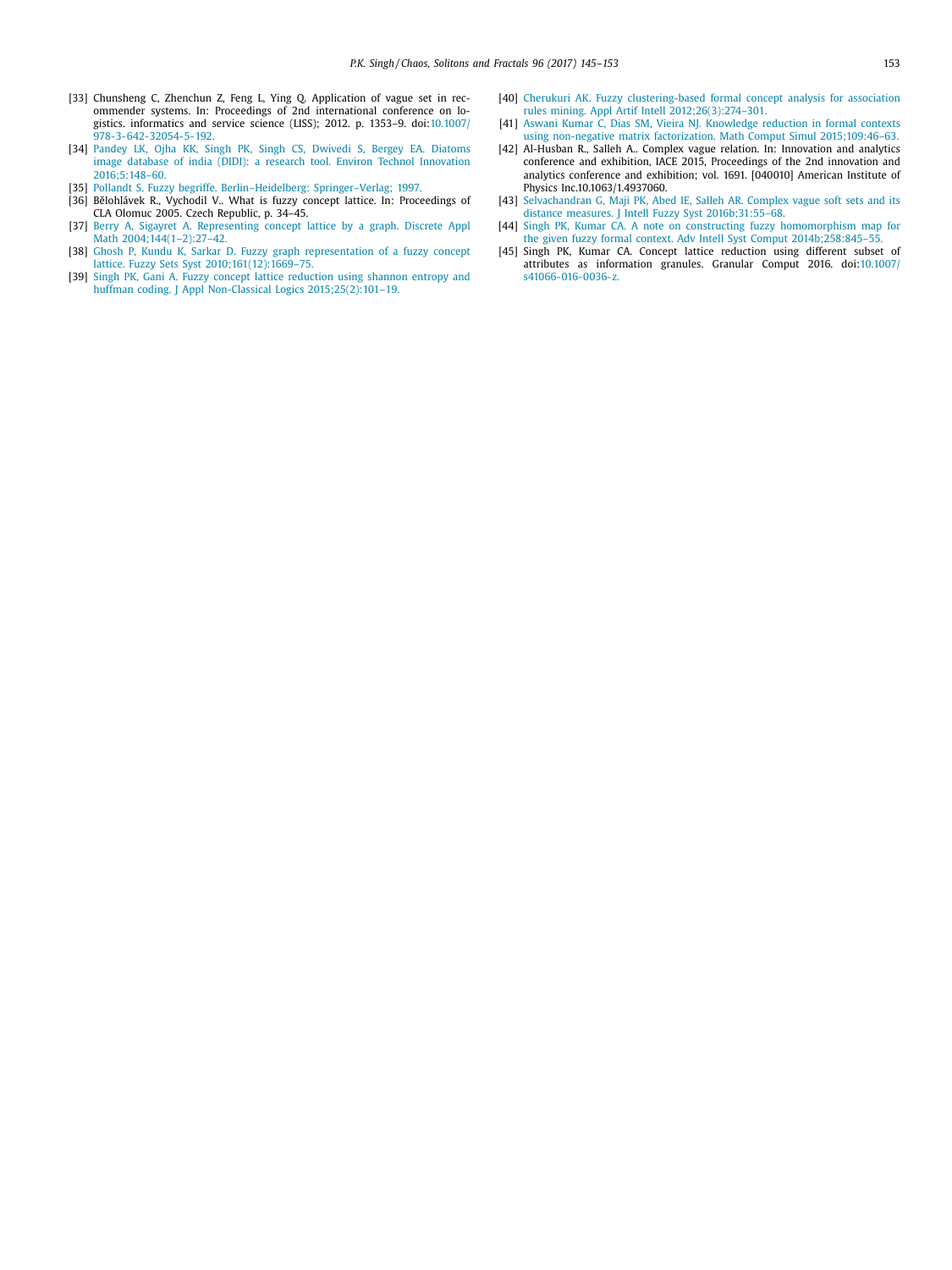[33] Chunsheng C, Zhenchun Z, Feng L, Ying Q. Application of vague set in recommender systems. In: Proceedings of 2nd international conference on logistics. informatics and service science (LISS); 2012. p. 1353–9. doi:10.1007/978-3-642-32054-5-192.

[34] Pandey LK, Ojha KK, Singh PK, Singh CS, Dwivedi S, Bergey EA. Diatoms image database of india (DIDI): a research tool. Environ Technol Innovation 2016;5:148–60.

[35] Pollandt S. Fuzzy begriffe. Berlin–Heidelberg: Springer–Verlag; 1997.

[36] Bělohlávek R., Vychodil V.. What is fuzzy concept lattice. In: Proceedings of CLA Olomuc 2005. Czech Republic, p. 34–45.

[37] Berry A, Sigayret A. Representing concept lattice by a graph. Discrete Appl Math 2004;144(1–2):27–42.

[38] Ghosh P, Kundu K, Sarkar D. Fuzzy graph representation of a fuzzy concept lattice. Fuzzy Sets Syst 2010;161(12):1669–75.

[39] Singh PK, Gani A. Fuzzy concept lattice reduction using shannon entropy and huffman coding. J Appl Non-Classical Logics 2015;25(2):101–19.

[40] Cherukuri AK. Fuzzy clustering-based formal concept analysis for association rules mining. Appl Artif Intell 2012;26(3):274–301.

[41] Aswani Kumar C, Dias SM, Vieira NJ. Knowledge reduction in formal contexts using non-negative matrix factorization. Math Comput Simul 2015;109:46–63.

[42] Al-Husban R., Salleh A.. Complex vague relation. In: Innovation and analytics conference and exhibition, IACE 2015, Proceedings of the 2nd innovation and analytics conference and exhibition; vol. 1691. [040010] American Institute of Physics Inc.10.1063/1.4937060.

[43] Selvachandran G, Maji PK, Abed IE, Salleh AR. Complex vague soft sets and its distance measures. J Intell Fuzzy Syst 2016b;31:55–68.

[44] Singh PK, Kumar CA. A note on constructing fuzzy homomorphism map for the given fuzzy formal context. Adv Intell Syst Comput 2014b;258:845–55.

[45] Singh PK, Kumar CA. Concept lattice reduction using different subset of attributes as information granules. Granular Comput 2016. doi:10.1007/s41066-016-0036-z.